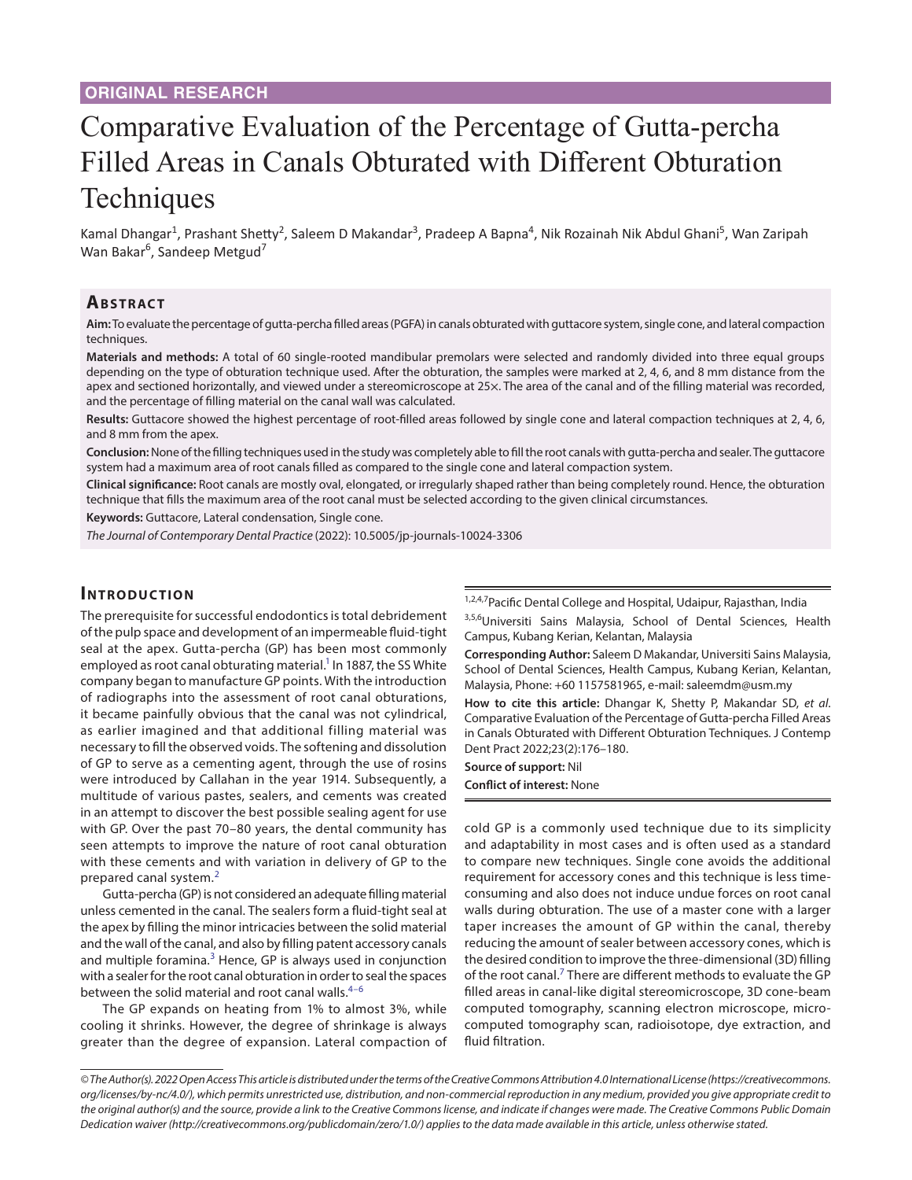ORIGINAL RESEARCH

# Comparative Evaluation of the Percentage of Gutta-percha Filled Areas in Canals Obturated with Different Obturation Techniques

Kamal Dhangar[1], Prashant Shetty[2], Saleem D Makandar[3], Pradeep A Bapna[4], Nik Rozainah Nik Abdul Ghani[5], Wan Zaripah Wan Bakar[6], Sandeep Metgud[7]

## Abstract

**Aim:** To evaluate the percentage of gutta-percha filled areas (PGFA) in canals obturated with guttacore system, single cone, and lateral compaction techniques.

**Materials and methods:** A total of 60 single-rooted mandibular premolars were selected and randomly divided into three equal groups depending on the type of obturation technique used. After the obturation, the samples were marked at 2, 4, 6, and 8 mm distance from the apex and sectioned horizontally, and viewed under a stereomicroscope at 25×. The area of the canal and of the filling material was recorded, and the percentage of filling material on the canal wall was calculated.

**Results:** Guttacore showed the highest percentage of root-filled areas followed by single cone and lateral compaction techniques at 2, 4, 6, and 8 mm from the apex.

**Conclusion:** None of the filling techniques used in the study was completely able to fill the root canals with gutta-percha and sealer. The guttacore system had a maximum area of root canals filled as compared to the single cone and lateral compaction system.

**Clinical significance:** Root canals are mostly oval, elongated, or irregularly shaped rather than being completely round. Hence, the obturation technique that fills the maximum area of the root canal must be selected according to the given clinical circumstances.

**Keywords:** Guttacore, Lateral condensation, Single cone.

*The Journal of Contemporary Dental Practice* (2022): 10.5005/jp-journals-10024-3306

[1,2,4,7]Pacific Dental College and Hospital, Udaipur, Rajasthan, India

[3,5,6]Universiti Sains Malaysia, School of Dental Sciences, Health Campus, Kubang Kerian, Kelantan, Malaysia

**Corresponding Author:** Saleem D Makandar, Universiti Sains Malaysia, School of Dental Sciences, Health Campus, Kubang Kerian, Kelantan, Malaysia, Phone: +60 1157581965, e-mail: saleemdm@usm.my

**How to cite this article:** Dhangar K, Shetty P, Makandar SD, *et al*. Comparative Evaluation of the Percentage of Gutta-percha Filled Areas in Canals Obturated with Different Obturation Techniques. J Contemp Dent Pract 2022;23(2):176–180.

**Source of support:** Nil

**Conflict of interest:** None

## Introduction

The prerequisite for successful endodontics is total debridement of the pulp space and development of an impermeable fluid-tight seal at the apex. Gutta-percha (GP) has been most commonly employed as root canal obturating material.[1] In 1887, the SS White company began to manufacture GP points. With the introduction of radiographs into the assessment of root canal obturations, it became painfully obvious that the canal was not cylindrical, as earlier imagined and that additional filling material was necessary to fill the observed voids. The softening and dissolution of GP to serve as a cementing agent, through the use of rosins were introduced by Callahan in the year 1914. Subsequently, a multitude of various pastes, sealers, and cements was created in an attempt to discover the best possible sealing agent for use with GP. Over the past 70–80 years, the dental community has seen attempts to improve the nature of root canal obturation with these cements and with variation in delivery of GP to the prepared canal system.[2]

Gutta-percha (GP) is not considered an adequate filling material unless cemented in the canal. The sealers form a fluid-tight seal at the apex by filling the minor intricacies between the solid material and the wall of the canal, and also by filling patent accessory canals and multiple foramina.[3] Hence, GP is always used in conjunction with a sealer for the root canal obturation in order to seal the spaces between the solid material and root canal walls.[4–6]

The GP expands on heating from 1% to almost 3%, while cooling it shrinks. However, the degree of shrinkage is always greater than the degree of expansion. Lateral compaction of cold GP is a commonly used technique due to its simplicity and adaptability in most cases and is often used as a standard to compare new techniques. Single cone avoids the additional requirement for accessory cones and this technique is less time-consuming and also does not induce undue forces on root canal walls during obturation. The use of a master cone with a larger taper increases the amount of GP within the canal, thereby reducing the amount of sealer between accessory cones, which is the desired condition to improve the three-dimensional (3D) filling of the root canal.[7] There are different methods to evaluate the GP filled areas in canal-like digital stereomicroscope, 3D cone-beam computed tomography, scanning electron microscope, micro-computed tomography scan, radioisotope, dye extraction, and fluid filtration.

© The Author(s). 2022 Open Access This article is distributed under the terms of the Creative Commons Attribution 4.0 International License (https://creativecommons.org/licenses/by-nc/4.0/), which permits unrestricted use, distribution, and non-commercial reproduction in any medium, provided you give appropriate credit to the original author(s) and the source, provide a link to the Creative Commons license, and indicate if changes were made. The Creative Commons Public Domain Dedication waiver (http://creativecommons.org/publicdomain/zero/1.0/) applies to the data made available in this article, unless otherwise stated.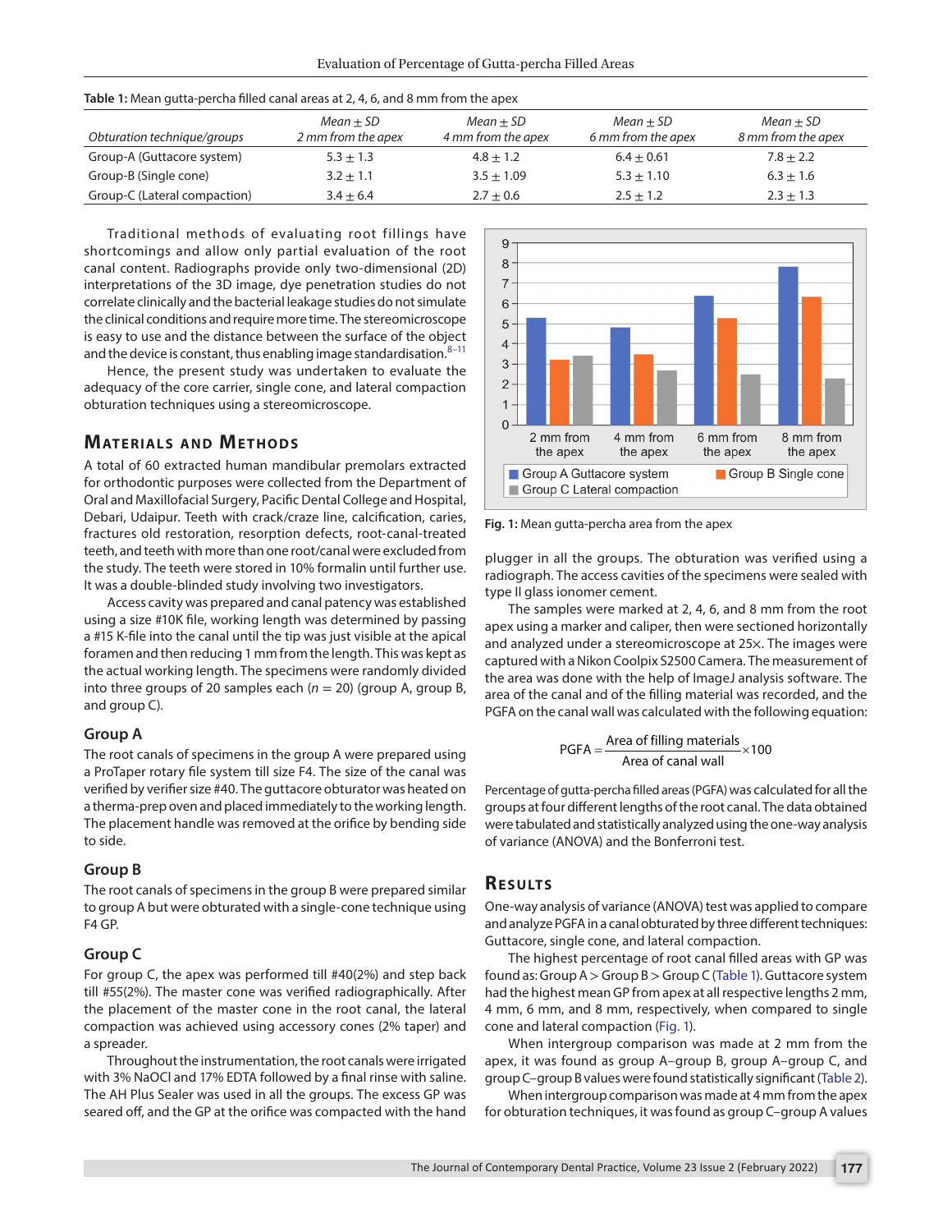**Table 1:** Mean gutta-percha filled canal areas at 2, 4, 6, and 8 mm from the apex

| *Obturation technique/groups* | *Mean ± SD 2 mm from the apex* | *Mean ± SD 4 mm from the apex* | *Mean ± SD 6 mm from the apex* | *Mean ± SD 8 mm from the apex* |
|---|---|---|---|---|
| Group-A (Guttacore system) | 5.3 ± 1.3 | 4.8 ± 1.2 | 6.4 ± 0.61 | 7.8 ± 2.2 |
| Group-B (Single cone) | 3.2 ± 1.1 | 3.5 ± 1.09 | 5.3 ± 1.10 | 6.3 ± 1.6 |
| Group-C (Lateral compaction) | 3.4 ± 6.4 | 2.7 ± 0.6 | 2.5 ± 1.2 | 2.3 ± 1.3 |

Traditional methods of evaluating root fillings have shortcomings and allow only partial evaluation of the root canal content. Radiographs provide only two-dimensional (2D) interpretations of the 3D image, dye penetration studies do not correlate clinically and the bacterial leakage studies do not simulate the clinical conditions and require more time. The stereomicroscope is easy to use and the distance between the surface of the object and the device is constant, thus enabling image standardisation.[8–11]

Hence, the present study was undertaken to evaluate the adequacy of the core carrier, single cone, and lateral compaction obturation techniques using a stereomicroscope.

## Materials and Methods

A total of 60 extracted human mandibular premolars extracted for orthodontic purposes were collected from the Department of Oral and Maxillofacial Surgery, Pacific Dental College and Hospital, Debari, Udaipur. Teeth with crack/craze line, calcification, caries, fractures old restoration, resorption defects, root-canal-treated teeth, and teeth with more than one root/canal were excluded from the study. The teeth were stored in 10% formalin until further use. It was a double-blinded study involving two investigators.

Access cavity was prepared and canal patency was established using a size #10K file, working length was determined by passing a #15 K-file into the canal until the tip was just visible at the apical foramen and then reducing 1 mm from the length. This was kept as the actual working length. The specimens were randomly divided into three groups of 20 samples each ($n = 20$) (group A, group B, and group C).

### Group A

The root canals of specimens in the group A were prepared using a ProTaper rotary file system till size F4. The size of the canal was verified by verifier size #40. The guttacore obturator was heated on a therma-prep oven and placed immediately to the working length. The placement handle was removed at the orifice by bending side to side.

### Group B

The root canals of specimens in the group B were prepared similar to group A but were obturated with a single-cone technique using F4 GP.

### Group C

For group C, the apex was performed till #40(2%) and step back till #55(2%). The master cone was verified radiographically. After the placement of the master cone in the root canal, the lateral compaction was achieved using accessory cones (2% taper) and a spreader.

Throughout the instrumentation, the root canals were irrigated with 3% NaOCl and 17% EDTA followed by a final rinse with saline. The AH Plus Sealer was used in all the groups. The excess GP was seared off, and the GP at the orifice was compacted with the hand plugger in all the groups. The obturation was verified using a radiograph. The access cavities of the specimens were sealed with type II glass ionomer cement.

The samples were marked at 2, 4, 6, and 8 mm from the root apex using a marker and caliper, then were sectioned horizontally and analyzed under a stereomicroscope at 25×. The images were captured with a Nikon Coolpix S2500 Camera. The measurement of the area was done with the help of ImageJ analysis software. The area of the canal and of the filling material was recorded, and the PGFA on the canal wall was calculated with the following equation:

$$\text{PGFA} = \frac{\text{Area of filling materials}}{\text{Area of canal wall}} \times 100$$

Percentage of gutta-percha filled areas (PGFA) was calculated for all the groups at four different lengths of the root canal. The data obtained were tabulated and statistically analyzed using the one-way analysis of variance (ANOVA) and the Bonferroni test.

**Fig. 1:** Mean gutta-percha area from the apex

## Results

One-way analysis of variance (ANOVA) test was applied to compare and analyze PGFA in a canal obturated by three different techniques: Guttacore, single cone, and lateral compaction.

The highest percentage of root canal filled areas with GP was found as: Group A > Group B > Group C (Table 1). Guttacore system had the highest mean GP from apex at all respective lengths 2 mm, 4 mm, 6 mm, and 8 mm, respectively, when compared to single cone and lateral compaction (Fig. 1).

When intergroup comparison was made at 2 mm from the apex, it was found as group A–group B, group A–group C, and group C–group B values were found statistically significant (Table 2).

When intergroup comparison was made at 4 mm from the apex for obturation techniques, it was found as group C–group A values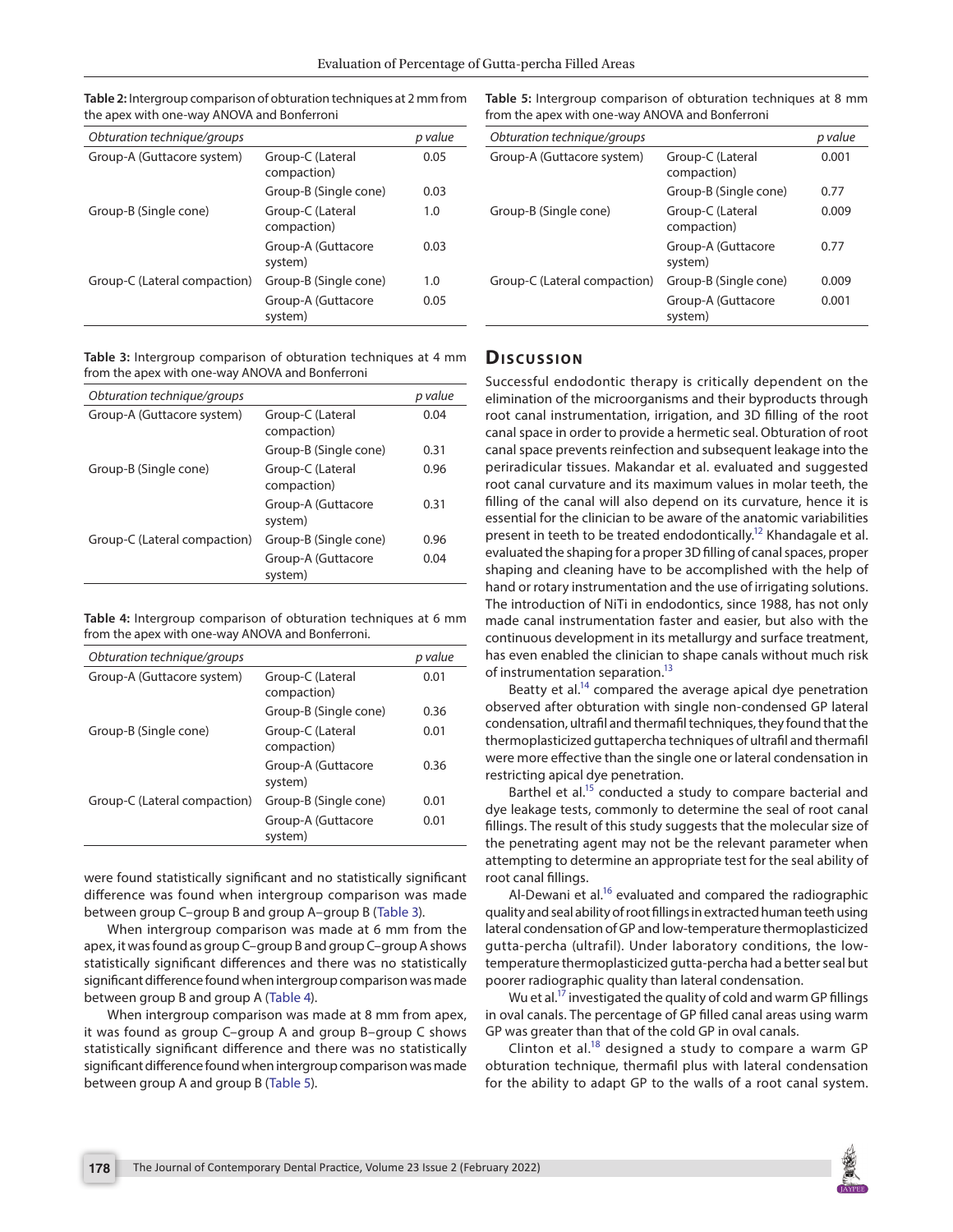**Table 2:** Intergroup comparison of obturation techniques at 2 mm from the apex with one-way ANOVA and Bonferroni

| *Obturation technique/groups* | | *p value* |
|---|---|---|
| Group-A (Guttacore system) | Group-C (Lateral compaction) | 0.05 |
| | Group-B (Single cone) | 0.03 |
| Group-B (Single cone) | Group-C (Lateral compaction) | 1.0 |
| | Group-A (Guttacore system) | 0.03 |
| Group-C (Lateral compaction) | Group-B (Single cone) | 1.0 |
| | Group-A (Guttacore system) | 0.05 |

**Table 3:** Intergroup comparison of obturation techniques at 4 mm from the apex with one-way ANOVA and Bonferroni

| *Obturation technique/groups* | | *p value* |
|---|---|---|
| Group-A (Guttacore system) | Group-C (Lateral compaction) | 0.04 |
| | Group-B (Single cone) | 0.31 |
| Group-B (Single cone) | Group-C (Lateral compaction) | 0.96 |
| | Group-A (Guttacore system) | 0.31 |
| Group-C (Lateral compaction) | Group-B (Single cone) | 0.96 |
| | Group-A (Guttacore system) | 0.04 |

**Table 4:** Intergroup comparison of obturation techniques at 6 mm from the apex with one-way ANOVA and Bonferroni.

| *Obturation technique/groups* | | *p value* |
|---|---|---|
| Group-A (Guttacore system) | Group-C (Lateral compaction) | 0.01 |
| | Group-B (Single cone) | 0.36 |
| Group-B (Single cone) | Group-C (Lateral compaction) | 0.01 |
| | Group-A (Guttacore system) | 0.36 |
| Group-C (Lateral compaction) | Group-B (Single cone) | 0.01 |
| | Group-A (Guttacore system) | 0.01 |

were found statistically significant and no statistically significant difference was found when intergroup comparison was made between group C–group B and group A–group B (Table 3).

When intergroup comparison was made at 6 mm from the apex, it was found as group C–group B and group C–group A shows statistically significant differences and there was no statistically significant difference found when intergroup comparison was made between group B and group A (Table 4).

When intergroup comparison was made at 8 mm from apex, it was found as group C–group A and group B–group C shows statistically significant difference and there was no statistically significant difference found when intergroup comparison was made between group A and group B (Table 5).

**Table 5:** Intergroup comparison of obturation techniques at 8 mm from the apex with one-way ANOVA and Bonferroni

| *Obturation technique/groups* | | *p value* |
|---|---|---|
| Group-A (Guttacore system) | Group-C (Lateral compaction) | 0.001 |
| | Group-B (Single cone) | 0.77 |
| Group-B (Single cone) | Group-C (Lateral compaction) | 0.009 |
| | Group-A (Guttacore system) | 0.77 |
| Group-C (Lateral compaction) | Group-B (Single cone) | 0.009 |
| | Group-A (Guttacore system) | 0.001 |

## Discussion

Successful endodontic therapy is critically dependent on the elimination of the microorganisms and their byproducts through root canal instrumentation, irrigation, and 3D filling of the root canal space in order to provide a hermetic seal. Obturation of root canal space prevents reinfection and subsequent leakage into the periradicular tissues. Makandar et al. evaluated and suggested root canal curvature and its maximum values in molar teeth, the filling of the canal will also depend on its curvature, hence it is essential for the clinician to be aware of the anatomic variabilities present in teeth to be treated endodontically.[12] Khandagale et al. evaluated the shaping for a proper 3D filling of canal spaces, proper shaping and cleaning have to be accomplished with the help of hand or rotary instrumentation and the use of irrigating solutions. The introduction of NiTi in endodontics, since 1988, has not only made canal instrumentation faster and easier, but also with the continuous development in its metallurgy and surface treatment, has even enabled the clinician to shape canals without much risk of instrumentation separation.[13]

Beatty et al.[14] compared the average apical dye penetration observed after obturation with single non-condensed GP lateral condensation, ultrafil and thermafil techniques, they found that the thermoplasticized guttapercha techniques of ultrafil and thermafil were more effective than the single one or lateral condensation in restricting apical dye penetration.

Barthel et al.[15] conducted a study to compare bacterial and dye leakage tests, commonly to determine the seal of root canal fillings. The result of this study suggests that the molecular size of the penetrating agent may not be the relevant parameter when attempting to determine an appropriate test for the seal ability of root canal fillings.

Al-Dewani et al.[16] evaluated and compared the radiographic quality and seal ability of root fillings in extracted human teeth using lateral condensation of GP and low-temperature thermoplasticized gutta-percha (ultrafil). Under laboratory conditions, the low-temperature thermoplasticized gutta-percha had a better seal but poorer radiographic quality than lateral condensation.

Wu et al.[17] investigated the quality of cold and warm GP fillings in oval canals. The percentage of GP filled canal areas using warm GP was greater than that of the cold GP in oval canals.

Clinton et al.[18] designed a study to compare a warm GP obturation technique, thermafil plus with lateral condensation for the ability to adapt GP to the walls of a root canal system.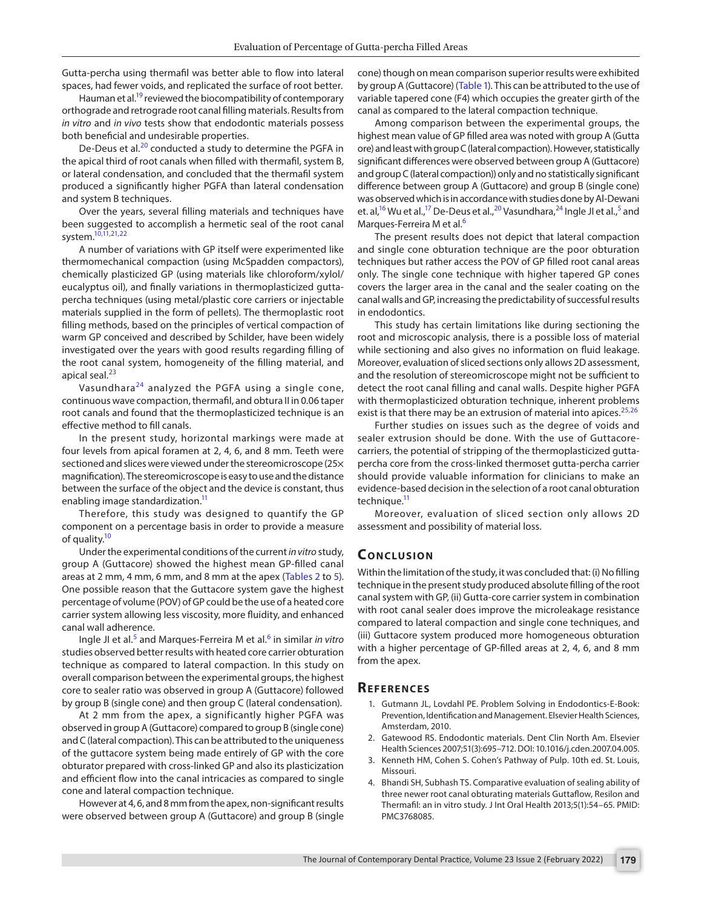Gutta-percha using thermafil was better able to flow into lateral spaces, had fewer voids, and replicated the surface of root better.

Hauman et al.[19] reviewed the biocompatibility of contemporary orthograde and retrograde root canal filling materials. Results from *in vitro* and *in vivo* tests show that endodontic materials possess both beneficial and undesirable properties.

De-Deus et al.[20] conducted a study to determine the PGFA in the apical third of root canals when filled with thermafil, system B, or lateral condensation, and concluded that the thermafil system produced a significantly higher PGFA than lateral condensation and system B techniques.

Over the years, several filling materials and techniques have been suggested to accomplish a hermetic seal of the root canal system.[10,11,21,22]

A number of variations with GP itself were experimented like thermomechanical compaction (using McSpadden compactors), chemically plasticized GP (using materials like chloroform/xylol/eucalyptus oil), and finally variations in thermoplasticized gutta-percha techniques (using metal/plastic core carriers or injectable materials supplied in the form of pellets). The thermoplastic root filling methods, based on the principles of vertical compaction of warm GP conceived and described by Schilder, have been widely investigated over the years with good results regarding filling of the root canal system, homogeneity of the filling material, and apical seal.[23]

Vasundhara[24] analyzed the PGFA using a single cone, continuous wave compaction, thermafil, and obtura II in 0.06 taper root canals and found that the thermoplasticized technique is an effective method to fill canals.

In the present study, horizontal markings were made at four levels from apical foramen at 2, 4, 6, and 8 mm. Teeth were sectioned and slices were viewed under the stereomicroscope (25× magnification). The stereomicroscope is easy to use and the distance between the surface of the object and the device is constant, thus enabling image standardization.[11]

Therefore, this study was designed to quantify the GP component on a percentage basis in order to provide a measure of quality.[10]

Under the experimental conditions of the current *in vitro* study, group A (Guttacore) showed the highest mean GP-filled canal areas at 2 mm, 4 mm, 6 mm, and 8 mm at the apex (Tables 2 to 5). One possible reason that the Guttacore system gave the highest percentage of volume (POV) of GP could be the use of a heated core carrier system allowing less viscosity, more fluidity, and enhanced canal wall adherence.

Ingle JI et al.[5] and Marques-Ferreira M et al.[6] in similar *in vitro* studies observed better results with heated core carrier obturation technique as compared to lateral compaction. In this study on overall comparison between the experimental groups, the highest core to sealer ratio was observed in group A (Guttacore) followed by group B (single cone) and then group C (lateral condensation).

At 2 mm from the apex, a significantly higher PGFA was observed in group A (Guttacore) compared to group B (single cone) and C (lateral compaction). This can be attributed to the uniqueness of the guttacore system being made entirely of GP with the core obturator prepared with cross-linked GP and also its plasticization and efficient flow into the canal intricacies as compared to single cone and lateral compaction technique.

However at 4, 6, and 8 mm from the apex, non-significant results were observed between group A (Guttacore) and group B (single cone) though on mean comparison superior results were exhibited by group A (Guttacore) (Table 1). This can be attributed to the use of variable tapered cone (F4) which occupies the greater girth of the canal as compared to the lateral compaction technique.

Among comparison between the experimental groups, the highest mean value of GP filled area was noted with group A (Gutta ore) and least with group C (lateral compaction). However, statistically significant differences were observed between group A (Guttacore) and group C (lateral compaction)) only and no statistically significant difference between group A (Guttacore) and group B (single cone) was observed which is in accordance with studies done by Al-Dewani et. al,[16] Wu et al.,[17] De-Deus et al.,[20] Vasundhara,[24] Ingle JI et al.,[5] and Marques-Ferreira M et al.[6]

The present results does not depict that lateral compaction and single cone obturation technique are the poor obturation techniques but rather access the POV of GP filled root canal areas only. The single cone technique with higher tapered GP cones covers the larger area in the canal and the sealer coating on the canal walls and GP, increasing the predictability of successful results in endodontics.

This study has certain limitations like during sectioning the root and microscopic analysis, there is a possible loss of material while sectioning and also gives no information on fluid leakage. Moreover, evaluation of sliced sections only allows 2D assessment, and the resolution of stereomicroscope might not be sufficient to detect the root canal filling and canal walls. Despite higher PGFA with thermoplasticized obturation technique, inherent problems exist is that there may be an extrusion of material into apices.[25,26]

Further studies on issues such as the degree of voids and sealer extrusion should be done. With the use of Guttacore-carriers, the potential of stripping of the thermoplasticized gutta-percha core from the cross-linked thermoset gutta-percha carrier should provide valuable information for clinicians to make an evidence-based decision in the selection of a root canal obturation technique.[11]

Moreover, evaluation of sliced section only allows 2D assessment and possibility of material loss.

## Conclusion

Within the limitation of the study, it was concluded that: (i) No filling technique in the present study produced absolute filling of the root canal system with GP, (ii) Gutta-core carrier system in combination with root canal sealer does improve the microleakage resistance compared to lateral compaction and single cone techniques, and (iii) Guttacore system produced more homogeneous obturation with a higher percentage of GP-filled areas at 2, 4, 6, and 8 mm from the apex.

## References

1. Gutmann JL, Lovdahl PE. Problem Solving in Endodontics-E-Book: Prevention, Identification and Management. Elsevier Health Sciences, Amsterdam, 2010.
2. Gatewood RS. Endodontic materials. Dent Clin North Am. Elsevier Health Sciences 2007;51(3):695–712. DOI: 10.1016/j.cden.2007.04.005.
3. Kenneth HM, Cohen S. Cohen's Pathway of Pulp. 10th ed. St. Louis, Missouri.
4. Bhandi SH, Subhash TS. Comparative evaluation of sealing ability of three newer root canal obturating materials Guttaflow, Resilon and Thermafil: an in vitro study. J Int Oral Health 2013;5(1):54–65. PMID: PMC3768085.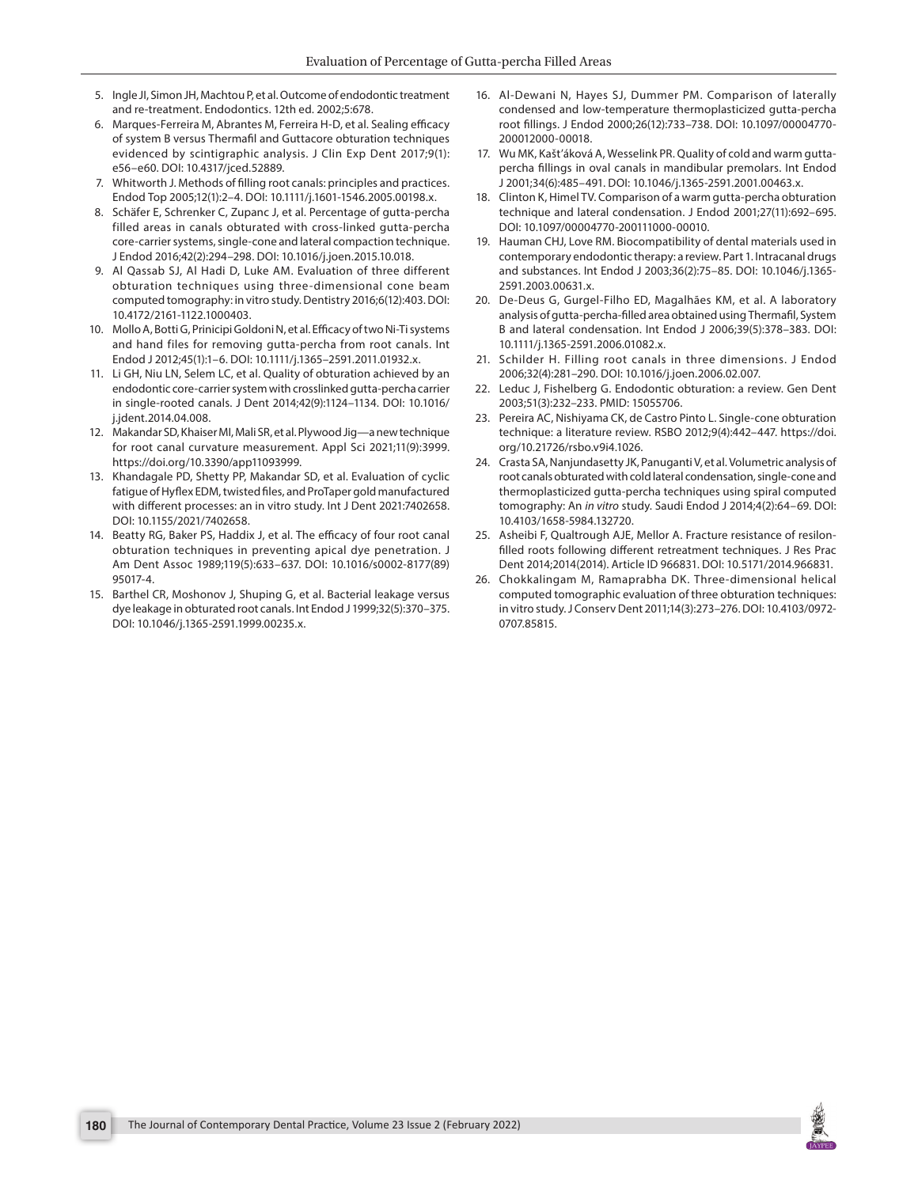5. Ingle JI, Simon JH, Machtou P, et al. Outcome of endodontic treatment and re-treatment. Endodontics. 12th ed. 2002;5:678.
6. Marques-Ferreira M, Abrantes M, Ferreira H-D, et al. Sealing efficacy of system B versus Thermafil and Guttacore obturation techniques evidenced by scintigraphic analysis. J Clin Exp Dent 2017;9(1): e56–e60. DOI: 10.4317/jced.52889.
7. Whitworth J. Methods of filling root canals: principles and practices. Endod Top 2005;12(1):2–4. DOI: 10.1111/j.1601-1546.2005.00198.x.
8. Schäfer E, Schrenker C, Zupanc J, et al. Percentage of gutta-percha filled areas in canals obturated with cross-linked gutta-percha core-carrier systems, single-cone and lateral compaction technique. J Endod 2016;42(2):294–298. DOI: 10.1016/j.joen.2015.10.018.
9. Al Qassab SJ, Al Hadi D, Luke AM. Evaluation of three different obturation techniques using three-dimensional cone beam computed tomography: in vitro study. Dentistry 2016;6(12):403. DOI: 10.4172/2161-1122.1000403.
10. Mollo A, Botti G, Prinicipi Goldoni N, et al. Efficacy of two Ni-Ti systems and hand files for removing gutta-percha from root canals. Int Endod J 2012;45(1):1–6. DOI: 10.1111/j.1365–2591.2011.01932.x.
11. Li GH, Niu LN, Selem LC, et al. Quality of obturation achieved by an endodontic core-carrier system with crosslinked gutta-percha carrier in single-rooted canals. J Dent 2014;42(9):1124–1134. DOI: 10.1016/j.jdent.2014.04.008.
12. Makandar SD, Khaiser MI, Mali SR, et al. Plywood Jig—a new technique for root canal curvature measurement. Appl Sci 2021;11(9):3999. https://doi.org/10.3390/app11093999.
13. Khandagale PD, Shetty PP, Makandar SD, et al. Evaluation of cyclic fatigue of Hyflex EDM, twisted files, and ProTaper gold manufactured with different processes: an in vitro study. Int J Dent 2021:7402658. DOI: 10.1155/2021/7402658.
14. Beatty RG, Baker PS, Haddix J, et al. The efficacy of four root canal obturation techniques in preventing apical dye penetration. J Am Dent Assoc 1989;119(5):633–637. DOI: 10.1016/s0002-8177(89) 95017-4.
15. Barthel CR, Moshonov J, Shuping G, et al. Bacterial leakage versus dye leakage in obturated root canals. Int Endod J 1999;32(5):370–375. DOI: 10.1046/j.1365-2591.1999.00235.x.
16. Al-Dewani N, Hayes SJ, Dummer PM. Comparison of laterally condensed and low-temperature thermoplasticized gutta-percha root fillings. J Endod 2000;26(12):733–738. DOI: 10.1097/00004770-200012000-00018.
17. Wu MK, Kašt'áková A, Wesselink PR. Quality of cold and warm gutta-percha fillings in oval canals in mandibular premolars. Int Endod J 2001;34(6):485–491. DOI: 10.1046/j.1365-2591.2001.00463.x.
18. Clinton K, Himel TV. Comparison of a warm gutta-percha obturation technique and lateral condensation. J Endod 2001;27(11):692–695. DOI: 10.1097/00004770-200111000-00010.
19. Hauman CHJ, Love RM. Biocompatibility of dental materials used in contemporary endodontic therapy: a review. Part 1. Intracanal drugs and substances. Int Endod J 2003;36(2):75–85. DOI: 10.1046/j.1365-2591.2003.00631.x.
20. De-Deus G, Gurgel-Filho ED, Magalhães KM, et al. A laboratory analysis of gutta-percha-filled area obtained using Thermafil, System B and lateral condensation. Int Endod J 2006;39(5):378–383. DOI: 10.1111/j.1365-2591.2006.01082.x.
21. Schilder H. Filling root canals in three dimensions. J Endod 2006;32(4):281–290. DOI: 10.1016/j.joen.2006.02.007.
22. Leduc J, Fishelberg G. Endodontic obturation: a review. Gen Dent 2003;51(3):232–233. PMID: 15055706.
23. Pereira AC, Nishiyama CK, de Castro Pinto L. Single-cone obturation technique: a literature review. RSBO 2012;9(4):442–447. https://doi.org/10.21726/rsbo.v9i4.1026.
24. Crasta SA, Nanjundasetty JK, Panuganti V, et al. Volumetric analysis of root canals obturated with cold lateral condensation, single-cone and thermoplasticized gutta-percha techniques using spiral computed tomography: An *in vitro* study. Saudi Endod J 2014;4(2):64–69. DOI: 10.4103/1658-5984.132720.
25. Asheibi F, Qualtrough AJE, Mellor A. Fracture resistance of resilon-filled roots following different retreatment techniques. J Res Prac Dent 2014;2014(2014). Article ID 966831. DOI: 10.5171/2014.966831.
26. Chokkalingam M, Ramaprabha DK. Three-dimensional helical computed tomographic evaluation of three obturation techniques: in vitro study. J Conserv Dent 2011;14(3):273–276. DOI: 10.4103/0972-0707.85815.